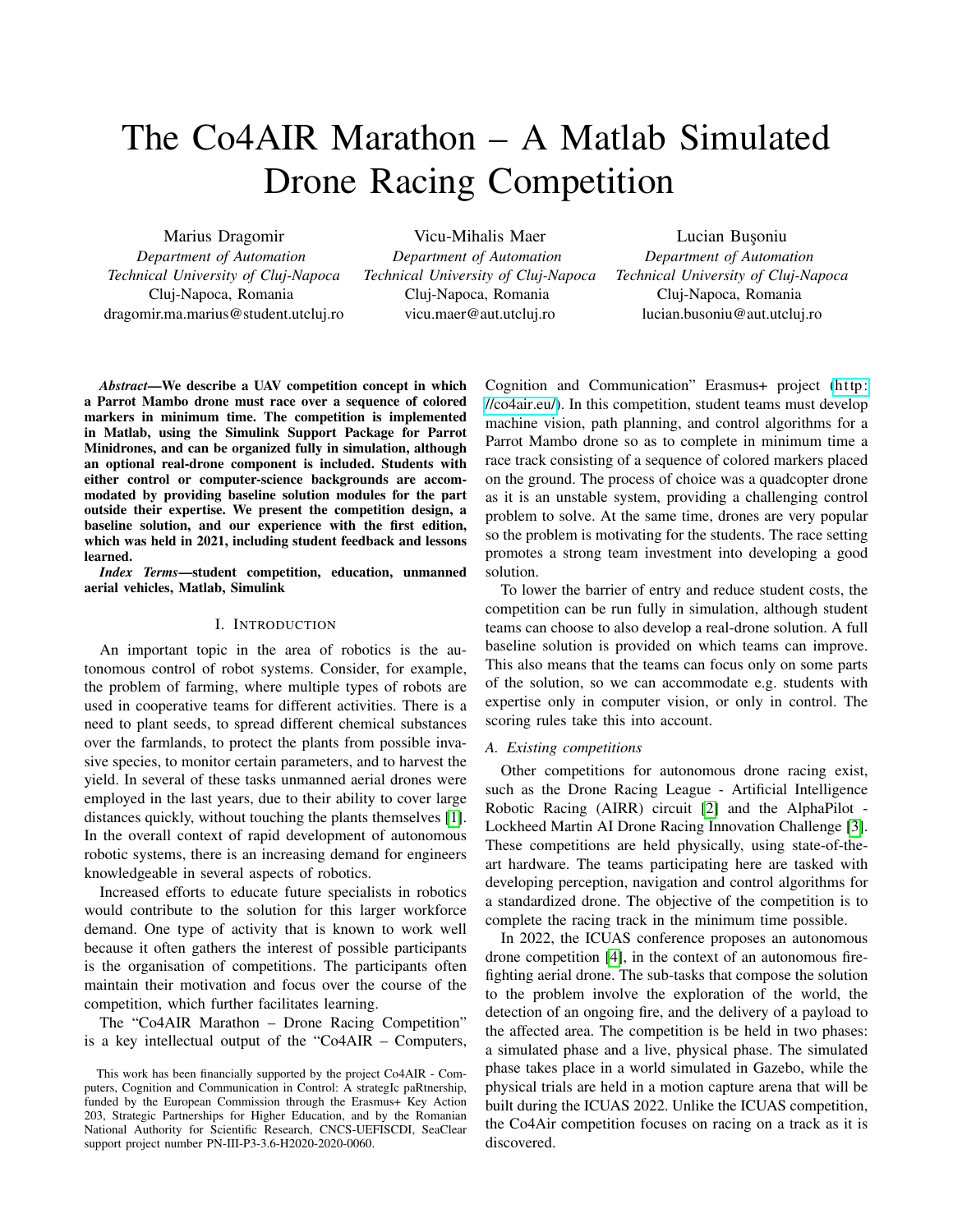# The Co4AIR Marathon – A Matlab Simulated Drone Racing Competition

Marius Dragomir
*Department of Automation*
*Technical University of Cluj-Napoca*
Cluj-Napoca, Romania
dragomir.ma.marius@student.utcluj.ro

Vicu-Mihalis Maer
*Department of Automation*
*Technical University of Cluj-Napoca*
Cluj-Napoca, Romania
vicu.maer@aut.utcluj.ro

Lucian Buşoniu
*Department of Automation*
*Technical University of Cluj-Napoca*
Cluj-Napoca, Romania
lucian.busoniu@aut.utcluj.ro

***Abstract*—We describe a UAV competition concept in which a Parrot Mambo drone must race over a sequence of colored markers in minimum time. The competition is implemented in Matlab, using the Simulink Support Package for Parrot Minidrones, and can be organized fully in simulation, although an optional real-drone component is included. Students with either control or computer-science backgrounds are accommodated by providing baseline solution modules for the part outside their expertise. We present the competition design, a baseline solution, and our experience with the first edition, which was held in 2021, including student feedback and lessons learned.**

***Index Terms*—student competition, education, unmanned aerial vehicles, Matlab, Simulink**

## I. Introduction

An important topic in the area of robotics is the autonomous control of robot systems. Consider, for example, the problem of farming, where multiple types of robots are used in cooperative teams for different activities. There is a need to plant seeds, to spread different chemical substances over the farmlands, to protect the plants from possible invasive species, to monitor certain parameters, and to harvest the yield. In several of these tasks unmanned aerial drones were employed in the last years, due to their ability to cover large distances quickly, without touching the plants themselves [1]. In the overall context of rapid development of autonomous robotic systems, there is an increasing demand for engineers knowledgeable in several aspects of robotics.

Increased efforts to educate future specialists in robotics would contribute to the solution for this larger workforce demand. One type of activity that is known to work well because it often gathers the interest of possible participants is the organisation of competitions. The participants often maintain their motivation and focus over the course of the competition, which further facilitates learning.

The "Co4AIR Marathon – Drone Racing Competition" is a key intellectual output of the "Co4AIR – Computers, Cognition and Communication" Erasmus+ project (http://co4air.eu/). In this competition, student teams must develop machine vision, path planning, and control algorithms for a Parrot Mambo drone so as to complete in minimum time a race track consisting of a sequence of colored markers placed on the ground. The process of choice was a quadcopter drone as it is an unstable system, providing a challenging control problem to solve. At the same time, drones are very popular so the problem is motivating for the students. The race setting promotes a strong team investment into developing a good solution.

To lower the barrier of entry and reduce student costs, the competition can be run fully in simulation, although student teams can choose to also develop a real-drone solution. A full baseline solution is provided on which teams can improve. This also means that the teams can focus only on some parts of the solution, so we can accommodate e.g. students with expertise only in computer vision, or only in control. The scoring rules take this into account.

### A. Existing competitions

Other competitions for autonomous drone racing exist, such as the Drone Racing League - Artificial Intelligence Robotic Racing (AIRR) circuit [2] and the AlphaPilot - Lockheed Martin AI Drone Racing Innovation Challenge [3]. These competitions are held physically, using state-of-the-art hardware. The teams participating here are tasked with developing perception, navigation and control algorithms for a standardized drone. The objective of the competition is to complete the racing track in the minimum time possible.

In 2022, the ICUAS conference proposes an autonomous drone competition [4], in the context of an autonomous fire-fighting aerial drone. The sub-tasks that compose the solution to the problem involve the exploration of the world, the detection of an ongoing fire, and the delivery of a payload to the affected area. The competition is be held in two phases: a simulated phase and a live, physical phase. The simulated phase takes place in a world simulated in Gazebo, while the physical trials are held in a motion capture arena that will be built during the ICUAS 2022. Unlike the ICUAS competition, the Co4Air competition focuses on racing on a track as it is discovered.

This work has been financially supported by the project Co4AIR - Computers, Cognition and Communication in Control: A strategIc paRtnership, funded by the European Commission through the Erasmus+ Key Action 203, Strategic Partnerships for Higher Education, and by the Romanian National Authority for Scientific Research, CNCS-UEFISCDI, SeaClear support project number PN-III-P3-3.6-H2020-2020-0060.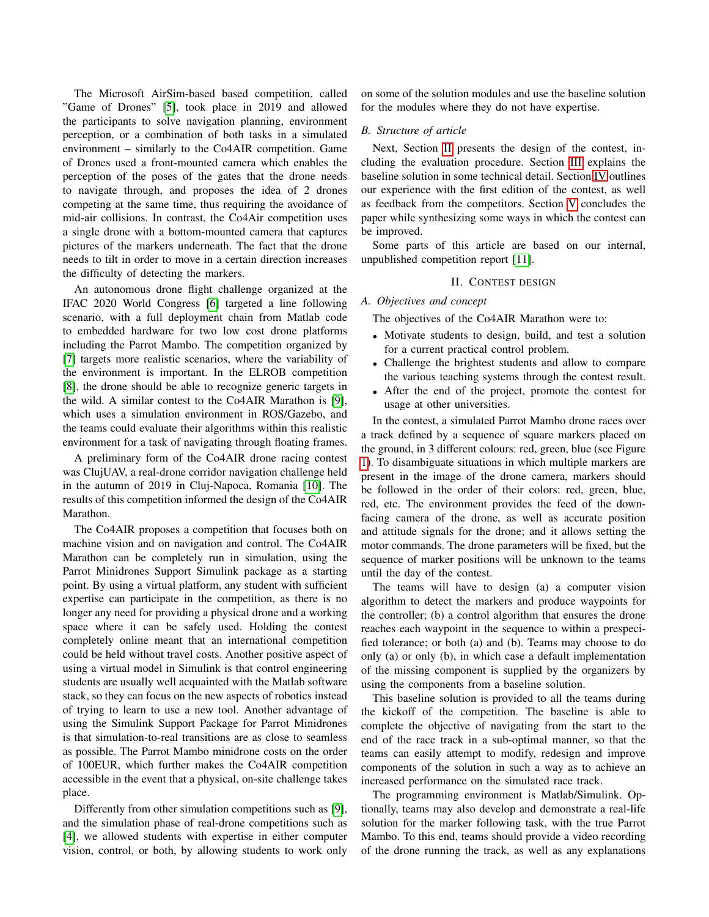The Microsoft AirSim-based based competition, called "Game of Drones" [5], took place in 2019 and allowed the participants to solve navigation planning, environment perception, or a combination of both tasks in a simulated environment – similarly to the Co4AIR competition. Game of Drones used a front-mounted camera which enables the perception of the poses of the gates that the drone needs to navigate through, and proposes the idea of 2 drones competing at the same time, thus requiring the avoidance of mid-air collisions. In contrast, the Co4Air competition uses a single drone with a bottom-mounted camera that captures pictures of the markers underneath. The fact that the drone needs to tilt in order to move in a certain direction increases the difficulty of detecting the markers.

An autonomous drone flight challenge organized at the IFAC 2020 World Congress [6] targeted a line following scenario, with a full deployment chain from Matlab code to embedded hardware for two low cost drone platforms including the Parrot Mambo. The competition organized by [7] targets more realistic scenarios, where the variability of the environment is important. In the ELROB competition [8], the drone should be able to recognize generic targets in the wild. A similar contest to the Co4AIR Marathon is [9], which uses a simulation environment in ROS/Gazebo, and the teams could evaluate their algorithms within this realistic environment for a task of navigating through floating frames.

A preliminary form of the Co4AIR drone racing contest was ClujUAV, a real-drone corridor navigation challenge held in the autumn of 2019 in Cluj-Napoca, Romania [10]. The results of this competition informed the design of the Co4AIR Marathon.

The Co4AIR proposes a competition that focuses both on machine vision and on navigation and control. The Co4AIR Marathon can be completely run in simulation, using the Parrot Minidrones Support Simulink package as a starting point. By using a virtual platform, any student with sufficient expertise can participate in the competition, as there is no longer any need for providing a physical drone and a working space where it can be safely used. Holding the contest completely online meant that an international competition could be held without travel costs. Another positive aspect of using a virtual model in Simulink is that control engineering students are usually well acquainted with the Matlab software stack, so they can focus on the new aspects of robotics instead of trying to learn to use a new tool. Another advantage of using the Simulink Support Package for Parrot Minidrones is that simulation-to-real transitions are as close to seamless as possible. The Parrot Mambo minidrone costs on the order of 100EUR, which further makes the Co4AIR competition accessible in the event that a physical, on-site challenge takes place.

Differently from other simulation competitions such as [9], and the simulation phase of real-drone competitions such as [4], we allowed students with expertise in either computer vision, control, or both, by allowing students to work only on some of the solution modules and use the baseline solution for the modules where they do not have expertise.

### B. Structure of article

Next, Section II presents the design of the contest, including the evaluation procedure. Section III explains the baseline solution in some technical detail. Section IV outlines our experience with the first edition of the contest, as well as feedback from the competitors. Section V concludes the paper while synthesizing some ways in which the contest can be improved.

Some parts of this article are based on our internal, unpublished competition report [11].

## II. Contest design

### A. Objectives and concept

The objectives of the Co4AIR Marathon were to:

- Motivate students to design, build, and test a solution for a current practical control problem.
- Challenge the brightest students and allow to compare the various teaching systems through the contest result.
- After the end of the project, promote the contest for usage at other universities.

In the contest, a simulated Parrot Mambo drone races over a track defined by a sequence of square markers placed on the ground, in 3 different colours: red, green, blue (see Figure 1). To disambiguate situations in which multiple markers are present in the image of the drone camera, markers should be followed in the order of their colors: red, green, blue, red, etc. The environment provides the feed of the down-facing camera of the drone, as well as accurate position and attitude signals for the drone; and it allows setting the motor commands. The drone parameters will be fixed, but the sequence of marker positions will be unknown to the teams until the day of the contest.

The teams will have to design (a) a computer vision algorithm to detect the markers and produce waypoints for the controller; (b) a control algorithm that ensures the drone reaches each waypoint in the sequence to within a prespecified tolerance; or both (a) and (b). Teams may choose to do only (a) or only (b), in which case a default implementation of the missing component is supplied by the organizers by using the components from a baseline solution.

This baseline solution is provided to all the teams during the kickoff of the competition. The baseline is able to complete the objective of navigating from the start to the end of the race track in a sub-optimal manner, so that the teams can easily attempt to modify, redesign and improve components of the solution in such a way as to achieve an increased performance on the simulated race track.

The programming environment is Matlab/Simulink. Optionally, teams may also develop and demonstrate a real-life solution for the marker following task, with the true Parrot Mambo. To this end, teams should provide a video recording of the drone running the track, as well as any explanations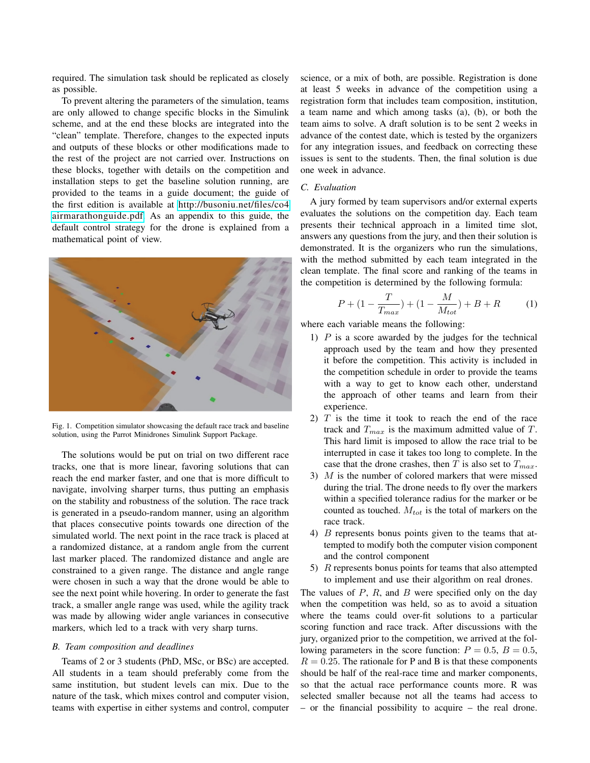required. The simulation task should be replicated as closely as possible.

To prevent altering the parameters of the simulation, teams are only allowed to change specific blocks in the Simulink scheme, and at the end these blocks are integrated into the "clean" template. Therefore, changes to the expected inputs and outputs of these blocks or other modifications made to the rest of the project are not carried over. Instructions on these blocks, together with details on the competition and installation steps to get the baseline solution running, are provided to the teams in a guide document; the guide of the first edition is available at http://busoniu.net/files/co4airmarathonguide.pdf. As an appendix to this guide, the default control strategy for the drone is explained from a mathematical point of view.

Fig. 1. Competition simulator showcasing the default race track and baseline solution, using the Parrot Minidrones Simulink Support Package.

The solutions would be put on trial on two different race tracks, one that is more linear, favoring solutions that can reach the end marker faster, and one that is more difficult to navigate, involving sharper turns, thus putting an emphasis on the stability and robustness of the solution. The race track is generated in a pseudo-random manner, using an algorithm that places consecutive points towards one direction of the simulated world. The next point in the race track is placed at a randomized distance, at a random angle from the current last marker placed. The randomized distance and angle are constrained to a given range. The distance and angle range were chosen in such a way that the drone would be able to see the next point while hovering. In order to generate the fast track, a smaller angle range was used, while the agility track was made by allowing wider angle variances in consecutive markers, which led to a track with very sharp turns.

### B. Team composition and deadlines

Teams of 2 or 3 students (PhD, MSc, or BSc) are accepted. All students in a team should preferably come from the same institution, but student levels can mix. Due to the nature of the task, which mixes control and computer vision, teams with expertise in either systems and control, computer science, or a mix of both, are possible. Registration is done at least 5 weeks in advance of the competition using a registration form that includes team composition, institution, a team name and which among tasks (a), (b), or both the team aims to solve. A draft solution is to be sent 2 weeks in advance of the contest date, which is tested by the organizers for any integration issues, and feedback on correcting these issues is sent to the students. Then, the final solution is due one week in advance.

### C. Evaluation

A jury formed by team supervisors and/or external experts evaluates the solutions on the competition day. Each team presents their technical approach in a limited time slot, answers any questions from the jury, and then their solution is demonstrated. It is the organizers who run the simulations, with the method submitted by each team integrated in the clean template. The final score and ranking of the teams in the competition is determined by the following formula:

$$P + (1 - \frac{T}{T_{max}}) + (1 - \frac{M}{M_{tot}}) + B + R \quad (1)$$

where each variable means the following:

1) $P$ is a score awarded by the judges for the technical approach used by the team and how they presented it before the competition. This activity is included in the competition schedule in order to provide the teams with a way to get to know each other, understand the approach of other teams and learn from their experience.
2) $T$ is the time it took to reach the end of the race track and $T_{max}$ is the maximum admitted value of $T$. This hard limit is imposed to allow the race trial to be interrupted in case it takes too long to complete. In the case that the drone crashes, then $T$ is also set to $T_{max}$.
3) $M$ is the number of colored markers that were missed during the trial. The drone needs to fly over the markers within a specified tolerance radius for the marker or be counted as touched. $M_{tot}$ is the total of markers on the race track.
4) $B$ represents bonus points given to the teams that attempted to modify both the computer vision component and the control component
5) $R$ represents bonus points for teams that also attempted to implement and use their algorithm on real drones.

The values of $P$, $R$, and $B$ were specified only on the day when the competition was held, so as to avoid a situation where the teams could over-fit solutions to a particular scoring function and race track. After discussions with the jury, organized prior to the competition, we arrived at the following parameters in the score function: $P = 0.5$, $B = 0.5$, $R = 0.25$. The rationale for P and B is that these components should be half of the real-race time and marker components, so that the actual race performance counts more. R was selected smaller because not all the teams had access to – or the financial possibility to acquire – the real drone.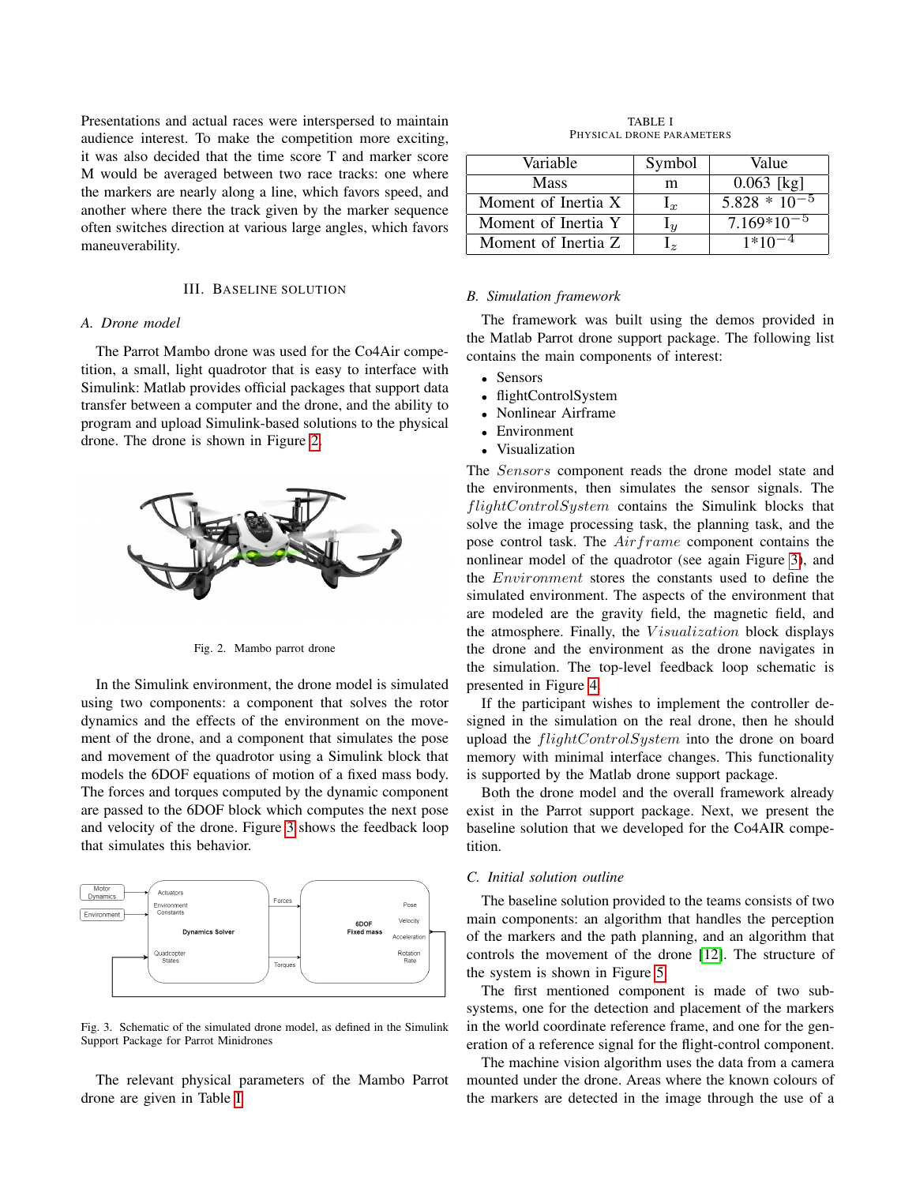Presentations and actual races were interspersed to maintain audience interest. To make the competition more exciting, it was also decided that the time score T and marker score M would be averaged between two race tracks: one where the markers are nearly along a line, which favors speed, and another where there the track given by the marker sequence often switches direction at various large angles, which favors maneuverability.

## III. Baseline solution

### A. Drone model

The Parrot Mambo drone was used for the Co4Air competition, a small, light quadrotor that is easy to interface with Simulink: Matlab provides official packages that support data transfer between a computer and the drone, and the ability to program and upload Simulink-based solutions to the physical drone. The drone is shown in Figure 2.

Fig. 2. Mambo parrot drone

In the Simulink environment, the drone model is simulated using two components: a component that solves the rotor dynamics and the effects of the environment on the movement of the drone, and a component that simulates the pose and movement of the quadrotor using a Simulink block that models the 6DOF equations of motion of a fixed mass body. The forces and torques computed by the dynamic component are passed to the 6DOF block which computes the next pose and velocity of the drone. Figure 3 shows the feedback loop that simulates this behavior.

Fig. 3. Schematic of the simulated drone model, as defined in the Simulink Support Package for Parrot Minidrones

The relevant physical parameters of the Mambo Parrot drone are given in Table I.

TABLE I
PHYSICAL DRONE PARAMETERS

| Variable | Symbol | Value |
|---|---|---|
| Mass | m | 0.063 [kg] |
| Moment of Inertia X | $I_x$ | $5.828 * 10^{-5}$ |
| Moment of Inertia Y | $I_y$ | $7.169*10^{-5}$ |
| Moment of Inertia Z | $I_z$ | $1*10^{-4}$ |

### B. Simulation framework

The framework was built using the demos provided in the Matlab Parrot drone support package. The following list contains the main components of interest:

- Sensors
- flightControlSystem
- Nonlinear Airframe
- Environment
- Visualization

The *Sensors* component reads the drone model state and the environments, then simulates the sensor signals. The *flightControlSystem* contains the Simulink blocks that solve the image processing task, the planning task, and the pose control task. The *Airframe* component contains the nonlinear model of the quadrotor (see again Figure 3), and the *Environment* stores the constants used to define the simulated environment. The aspects of the environment that are modeled are the gravity field, the magnetic field, and the atmosphere. Finally, the *Visualization* block displays the drone and the environment as the drone navigates in the simulation. The top-level feedback loop schematic is presented in Figure 4.

If the participant wishes to implement the controller designed in the simulation on the real drone, then he should upload the *flightControlSystem* into the drone on board memory with minimal interface changes. This functionality is supported by the Matlab drone support package.

Both the drone model and the overall framework already exist in the Parrot support package. Next, we present the baseline solution that we developed for the Co4AIR competition.

### C. Initial solution outline

The baseline solution provided to the teams consists of two main components: an algorithm that handles the perception of the markers and the path planning, and an algorithm that controls the movement of the drone [12]. The structure of the system is shown in Figure 5.

The first mentioned component is made of two subsystems, one for the detection and placement of the markers in the world coordinate reference frame, and one for the generation of a reference signal for the flight-control component.

The machine vision algorithm uses the data from a camera mounted under the drone. Areas where the known colours of the markers are detected in the image through the use of a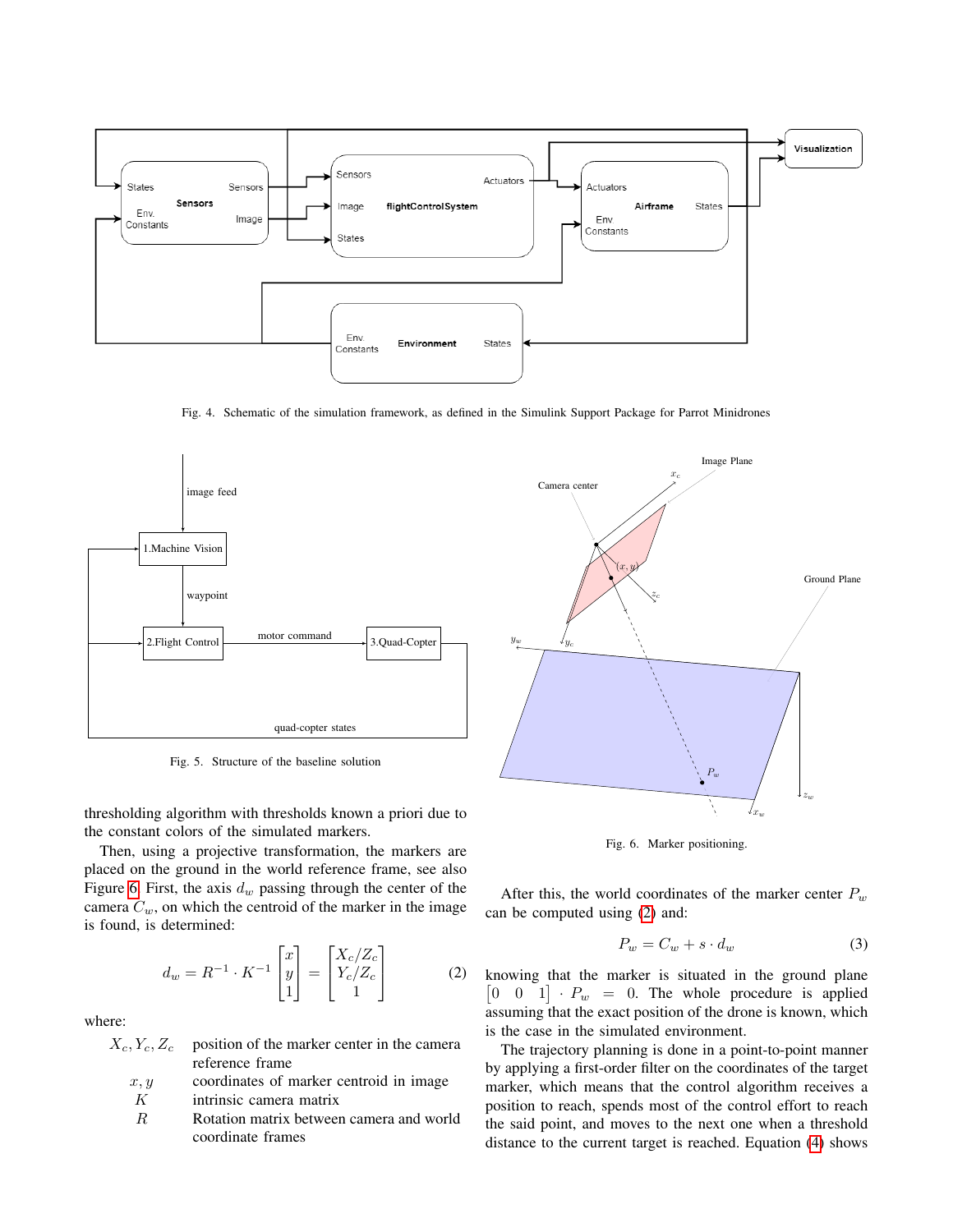Fig. 4. Schematic of the simulation framework, as defined in the Simulink Support Package for Parrot Minidrones

Fig. 5. Structure of the baseline solution

Fig. 6. Marker positioning.

thresholding algorithm with thresholds known a priori due to the constant colors of the simulated markers.

Then, using a projective transformation, the markers are placed on the ground in the world reference frame, see also Figure 6. First, the axis $d_w$ passing through the center of the camera $C_w$, on which the centroid of the marker in the image is found, is determined:

$$d_w = R^{-1} \cdot K^{-1} \begin{bmatrix} x \\ y \\ 1 \end{bmatrix} = \begin{bmatrix} X_c/Z_c \\ Y_c/Z_c \\ 1 \end{bmatrix} \tag{2}$$

where:

- $X_c, Y_c, Z_c$ — position of the marker center in the camera reference frame
- $x, y$ — coordinates of marker centroid in image
- $K$ — intrinsic camera matrix
- $R$ — Rotation matrix between camera and world coordinate frames

After this, the world coordinates of the marker center $P_w$ can be computed using (2) and:

$$P_w = C_w + s \cdot d_w \tag{3}$$

knowing that the marker is situated in the ground plane $\begin{bmatrix} 0 & 0 & 1 \end{bmatrix} \cdot P_w = 0$. The whole procedure is applied assuming that the exact position of the drone is known, which is the case in the simulated environment.

The trajectory planning is done in a point-to-point manner by applying a first-order filter on the coordinates of the target marker, which means that the control algorithm receives a position to reach, spends most of the control effort to reach the said point, and moves to the next one when a threshold distance to the current target is reached. Equation (4) shows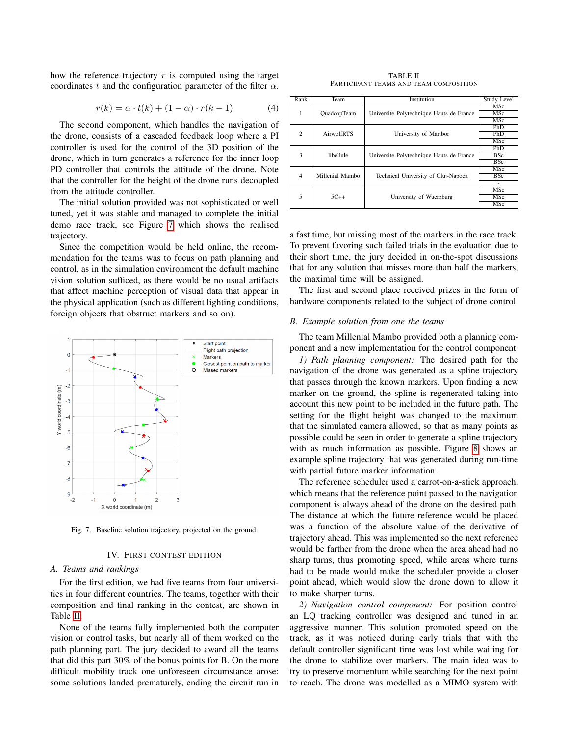how the reference trajectory $r$ is computed using the target coordinates $t$ and the configuration parameter of the filter $\alpha$.

$$r(k) = \alpha \cdot t(k) + (1 - \alpha) \cdot r(k-1) \tag{4}$$

The second component, which handles the navigation of the drone, consists of a cascaded feedback loop where a PI controller is used for the control of the 3D position of the drone, which in turn generates a reference for the inner loop PD controller that controls the attitude of the drone. Note that the controller for the height of the drone runs decoupled from the attitude controller.

The initial solution provided was not sophisticated or well tuned, yet it was stable and managed to complete the initial demo race track, see Figure 7 which shows the realised trajectory.

Since the competition would be held online, the recommendation for the teams was to focus on path planning and control, as in the simulation environment the default machine vision solution sufficed, as there would be no usual artifacts that affect machine perception of visual data that appear in the physical application (such as different lighting conditions, foreign objects that obstruct markers and so on).

Fig. 7. Baseline solution trajectory, projected on the ground.

## IV. First Contest Edition

### A. Teams and rankings

For the first edition, we had five teams from four universities in four different countries. The teams, together with their composition and final ranking in the contest, are shown in Table II.

None of the teams fully implemented both the computer vision or control tasks, but nearly all of them worked on the path planning part. The jury decided to award all the teams that did this part 30% of the bonus points for B. On the more difficult mobility track one unforeseen circumstance arose: some solutions landed prematurely, ending the circuit run in a fast time, but missing most of the markers in the race track. To prevent favoring such failed trials in the evaluation due to their short time, the jury decided in on-the-spot discussions that for any solution that misses more than half the markers, the maximal time will be assigned.

TABLE II
Participant teams and team composition

| Rank | Team | Institution | Study Level |
|---|---|---|---|
| 1 | QuadcopTeam | Universite Polytechnique Hauts de France | MSc |
| | | | MSc |
| | | | MSc |
| 2 | AirwolfRTS | University of Maribor | PhD |
| | | | PhD |
| | | | MSc |
| 3 | libellule | Universite Polytechnique Hauts de France | PhD |
| | | | BSc |
| | | | BSc |
| 4 | Millenial Mambo | Technical University of Cluj-Napoca | MSc |
| | | | BSc |
| | | | - |
| 5 | 5C++ | University of Wuerzburg | MSc |
| | | | MSc |
| | | | MSc |

The first and second place received prizes in the form of hardware components related to the subject of drone control.

### B. Example solution from one the teams

The team Millenial Mambo provided both a planning component and a new implementation for the control component.

*1) Path planning component:* The desired path for the navigation of the drone was generated as a spline trajectory that passes through the known markers. Upon finding a new marker on the ground, the spline is regenerated taking into account this new point to be included in the future path. The setting for the flight height was changed to the maximum that the simulated camera allowed, so that as many points as possible could be seen in order to generate a spline trajectory with as much information as possible. Figure 8 shows an example spline trajectory that was generated during run-time with partial future marker information.

The reference scheduler used a carrot-on-a-stick approach, which means that the reference point passed to the navigation component is always ahead of the drone on the desired path. The distance at which the future reference would be placed was a function of the absolute value of the derivative of trajectory ahead. This was implemented so the next reference would be farther from the drone when the area ahead had no sharp turns, thus promoting speed, while areas where turns had to be made would make the scheduler provide a closer point ahead, which would slow the drone down to allow it to make sharper turns.

*2) Navigation control component:* For position control an LQ tracking controller was designed and tuned in an aggressive manner. This solution promoted speed on the track, as it was noticed during early trials that with the default controller significant time was lost while waiting for the drone to stabilize over markers. The main idea was to try to preserve momentum while searching for the next point to reach. The drone was modelled as a MIMO system with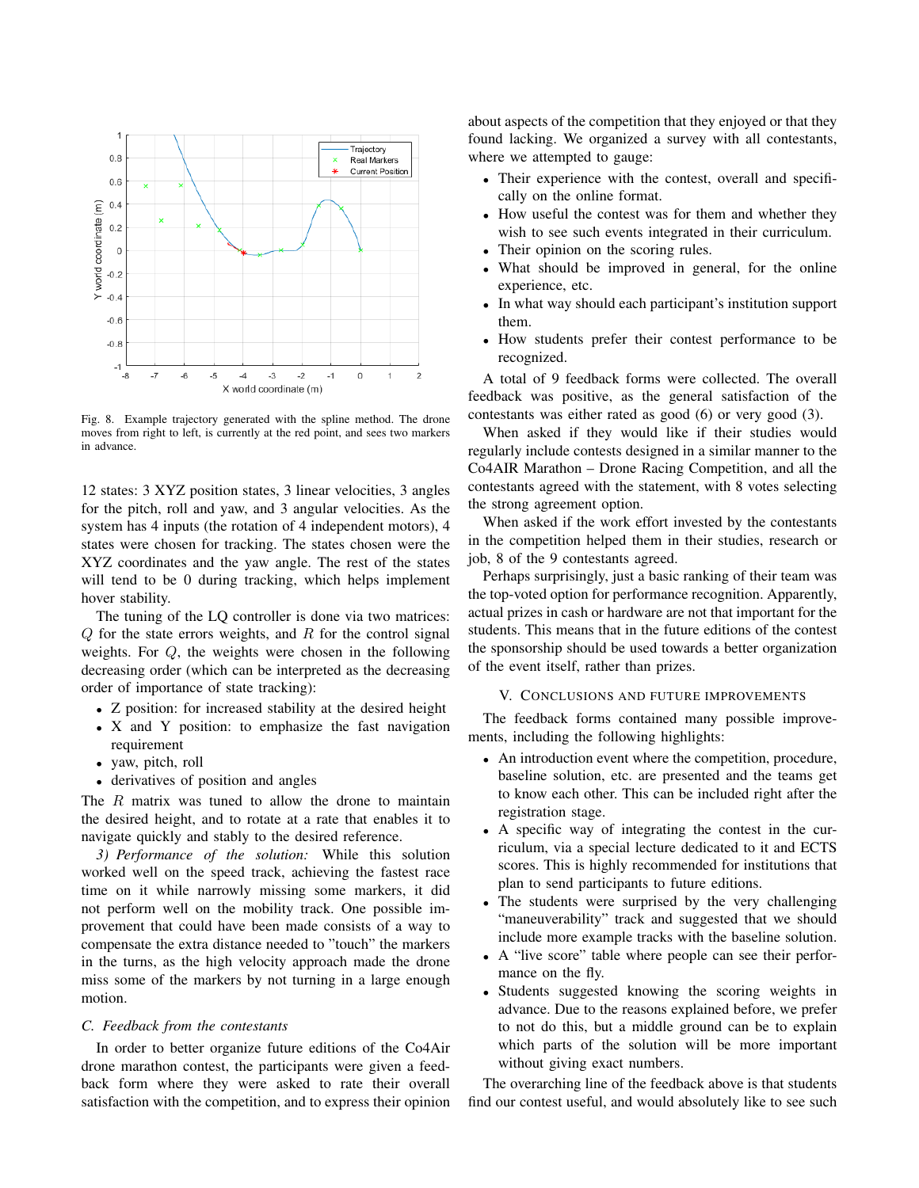Fig. 8. Example trajectory generated with the spline method. The drone moves from right to left, is currently at the red point, and sees two markers in advance.

12 states: 3 XYZ position states, 3 linear velocities, 3 angles for the pitch, roll and yaw, and 3 angular velocities. As the system has 4 inputs (the rotation of 4 independent motors), 4 states were chosen for tracking. The states chosen were the XYZ coordinates and the yaw angle. The rest of the states will tend to be 0 during tracking, which helps implement hover stability.

The tuning of the LQ controller is done via two matrices: $Q$ for the state errors weights, and $R$ for the control signal weights. For $Q$, the weights were chosen in the following decreasing order (which can be interpreted as the decreasing order of importance of state tracking):

- Z position: for increased stability at the desired height
- X and Y position: to emphasize the fast navigation requirement
- yaw, pitch, roll
- derivatives of position and angles

The $R$ matrix was tuned to allow the drone to maintain the desired height, and to rotate at a rate that enables it to navigate quickly and stably to the desired reference.

*3) Performance of the solution:* While this solution worked well on the speed track, achieving the fastest race time on it while narrowly missing some markers, it did not perform well on the mobility track. One possible improvement that could have been made consists of a way to compensate the extra distance needed to "touch" the markers in the turns, as the high velocity approach made the drone miss some of the markers by not turning in a large enough motion.

### C. Feedback from the contestants

In order to better organize future editions of the Co4Air drone marathon contest, the participants were given a feedback form where they were asked to rate their overall satisfaction with the competition, and to express their opinion about aspects of the competition that they enjoyed or that they found lacking. We organized a survey with all contestants, where we attempted to gauge:

- Their experience with the contest, overall and specifically on the online format.
- How useful the contest was for them and whether they wish to see such events integrated in their curriculum.
- Their opinion on the scoring rules.
- What should be improved in general, for the online experience, etc.
- In what way should each participant's institution support them.
- How students prefer their contest performance to be recognized.

A total of 9 feedback forms were collected. The overall feedback was positive, as the general satisfaction of the contestants was either rated as good (6) or very good (3).

When asked if they would like if their studies would regularly include contests designed in a similar manner to the Co4AIR Marathon – Drone Racing Competition, and all the contestants agreed with the statement, with 8 votes selecting the strong agreement option.

When asked if the work effort invested by the contestants in the competition helped them in their studies, research or job, 8 of the 9 contestants agreed.

Perhaps surprisingly, just a basic ranking of their team was the top-voted option for performance recognition. Apparently, actual prizes in cash or hardware are not that important for the students. This means that in the future editions of the contest the sponsorship should be used towards a better organization of the event itself, rather than prizes.

## V. Conclusions and Future Improvements

The feedback forms contained many possible improvements, including the following highlights:

- An introduction event where the competition, procedure, baseline solution, etc. are presented and the teams get to know each other. This can be included right after the registration stage.
- A specific way of integrating the contest in the curriculum, via a special lecture dedicated to it and ECTS scores. This is highly recommended for institutions that plan to send participants to future editions.
- The students were surprised by the very challenging "maneuverability" track and suggested that we should include more example tracks with the baseline solution.
- A "live score" table where people can see their performance on the fly.
- Students suggested knowing the scoring weights in advance. Due to the reasons explained before, we prefer to not do this, but a middle ground can be to explain which parts of the solution will be more important without giving exact numbers.

The overarching line of the feedback above is that students find our contest useful, and would absolutely like to see such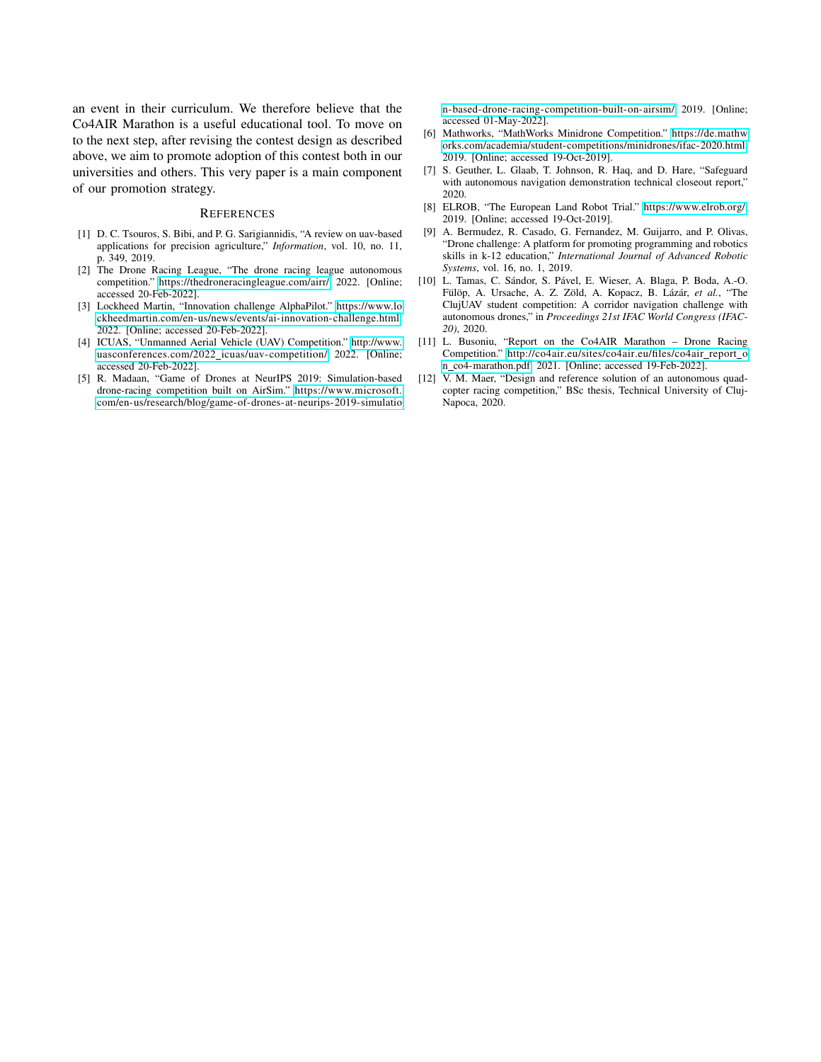an event in their curriculum. We therefore believe that the Co4AIR Marathon is a useful educational tool. To move on to the next step, after revising the contest design as described above, we aim to promote adoption of this contest both in our universities and others. This very paper is a main component of our promotion strategy.

# REFERENCES

[1] D. C. Tsouros, S. Bibi, and P. G. Sarigiannidis, "A review on uav-based applications for precision agriculture," *Information*, vol. 10, no. 11, p. 349, 2019.

[2] The Drone Racing League, "The drone racing league autonomous competition." https://thedroneracingleague.com/airr/ 2022. [Online; accessed 20-Feb-2022].

[3] Lockheed Martin, "Innovation challenge AlphaPilot." https://www.lockheedmartin.com/en-us/news/events/ai-innovation-challenge.html 2022. [Online; accessed 20-Feb-2022].

[4] ICUAS, "Unmanned Aerial Vehicle (UAV) Competition." http://www.uasconferences.com/2022_icuas/uav-competition/ 2022. [Online; accessed 20-Feb-2022].

[5] R. Madaan, "Game of Drones at NeurIPS 2019: Simulation-based drone-racing competition built on AirSim." https://www.microsoft.com/en-us/research/blog/game-of-drones-at-neurips-2019-simulation-based-drone-racing-competition-built-on-airsim/ 2019. [Online; accessed 01-May-2022].

[6] Mathworks, "MathWorks Minidrone Competition." https://de.mathworks.com/academia/student-competitions/minidrones/ifac-2020.html 2019. [Online; accessed 19-Oct-2019].

[7] S. Geuther, L. Glaab, T. Johnson, R. Haq, and D. Hare, "Safeguard with autonomous navigation demonstration technical closeout report," 2020.

[8] ELROB, "The European Land Robot Trial." https://www.elrob.org/ 2019. [Online; accessed 19-Oct-2019].

[9] A. Bermudez, R. Casado, G. Fernandez, M. Guijarro, and P. Olivas, "Drone challenge: A platform for promoting programming and robotics skills in k-12 education," *International Journal of Advanced Robotic Systems*, vol. 16, no. 1, 2019.

[10] L. Tamas, C. Sándor, S. Pável, E. Wieser, A. Blaga, P. Boda, A.-O. Fülöp, A. Ursache, A. Z. Zöld, A. Kopacz, B. Lázár, *et al.*, "The ClujUAV student competition: A corridor navigation challenge with autonomous drones," in *Proceedings 21st IFAC World Congress (IFAC-20)*, 2020.

[11] L. Busoniu, "Report on the Co4AIR Marathon – Drone Racing Competition." http://co4air.eu/sites/co4air.eu/files/co4air_report_on_co4-marathon.pdf 2021. [Online; accessed 19-Feb-2022].

[12] V. M. Maer, "Design and reference solution of an autonomous quadcopter racing competition," BSc thesis, Technical University of Cluj-Napoca, 2020.